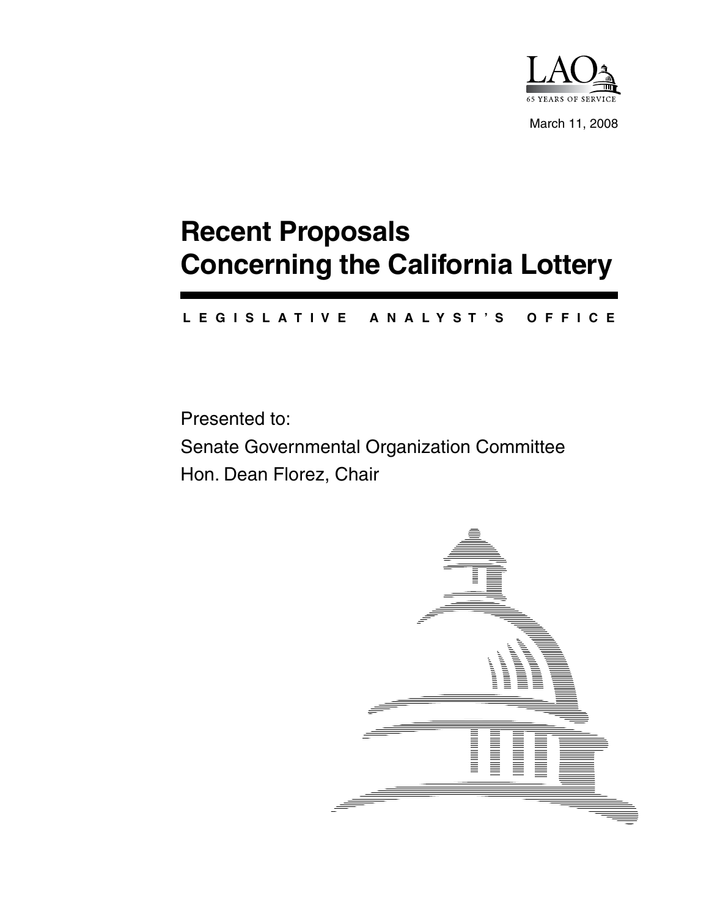LAO

65 YEARS OF SERVICE

March 11, 2008

# Recent Proposals Concerning the California Lottery

LEGISLATIVE ANALYST'S OFFICE

Presented to:

Senate Governmental Organization Committee

Hon. Dean Florez, Chair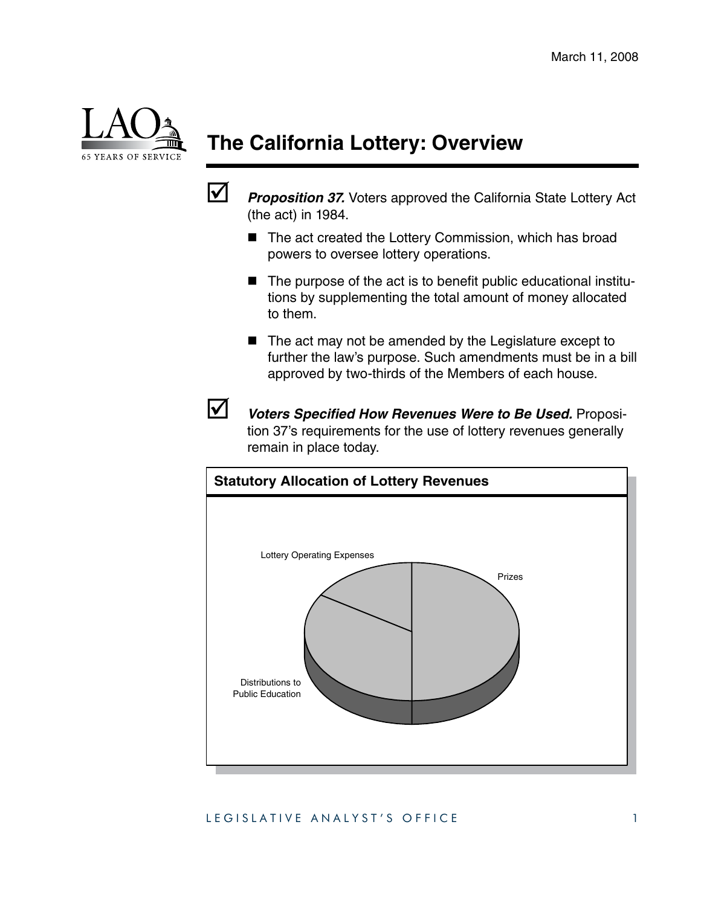March 11, 2008

# The California Lottery: Overview

- ☑ ***Proposition 37.*** Voters approved the California State Lottery Act (the act) in 1984.
  - The act created the Lottery Commission, which has broad powers to oversee lottery operations.
  - The purpose of the act is to benefit public educational institutions by supplementing the total amount of money allocated to them.
  - The act may not be amended by the Legislature except to further the law's purpose. Such amendments must be in a bill approved by two-thirds of the Members of each house.

- ☑ ***Voters Specified How Revenues Were to Be Used.*** Proposition 37's requirements for the use of lottery revenues generally remain in place today.

**Statutory Allocation of Lottery Revenues**

Lottery Operating Expenses

Prizes

Distributions to Public Education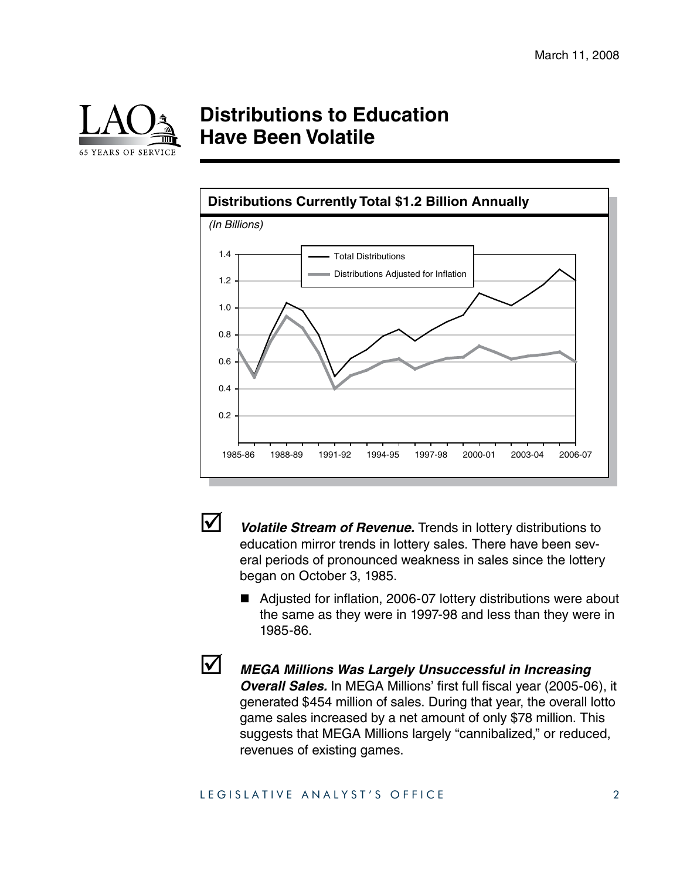March 11, 2008

# Distributions to Education Have Been Volatile

**Distributions Currently Total $1.2 Billion Annually**

*(In Billions)*

☑ ***Volatile Stream of Revenue.*** Trends in lottery distributions to education mirror trends in lottery sales. There have been several periods of pronounced weakness in sales since the lottery began on October 3, 1985.

- Adjusted for inflation, 2006-07 lottery distributions were about the same as they were in 1997-98 and less than they were in 1985-86.

☑ ***MEGA Millions Was Largely Unsuccessful in Increasing Overall Sales.*** In MEGA Millions' first full fiscal year (2005-06), it generated $454 million of sales. During that year, the overall lotto game sales increased by a net amount of only $78 million. This suggests that MEGA Millions largely "cannibalized," or reduced, revenues of existing games.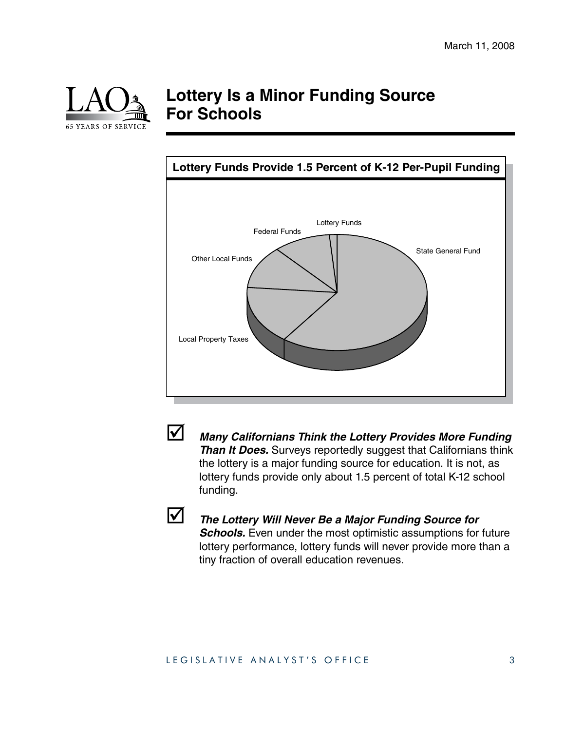# Lottery Is a Minor Funding Source For Schools

**Lottery Funds Provide 1.5 Percent of K-12 Per-Pupil Funding**

Lottery Funds

Federal Funds

State General Fund

Other Local Funds

Local Property Taxes

- ***Many Californians Think the Lottery Provides More Funding Than It Does.*** Surveys reportedly suggest that Californians think the lottery is a major funding source for education. It is not, as lottery funds provide only about 1.5 percent of total K-12 school funding.

- ***The Lottery Will Never Be a Major Funding Source for Schools.*** Even under the most optimistic assumptions for future lottery performance, lottery funds will never provide more than a tiny fraction of overall education revenues.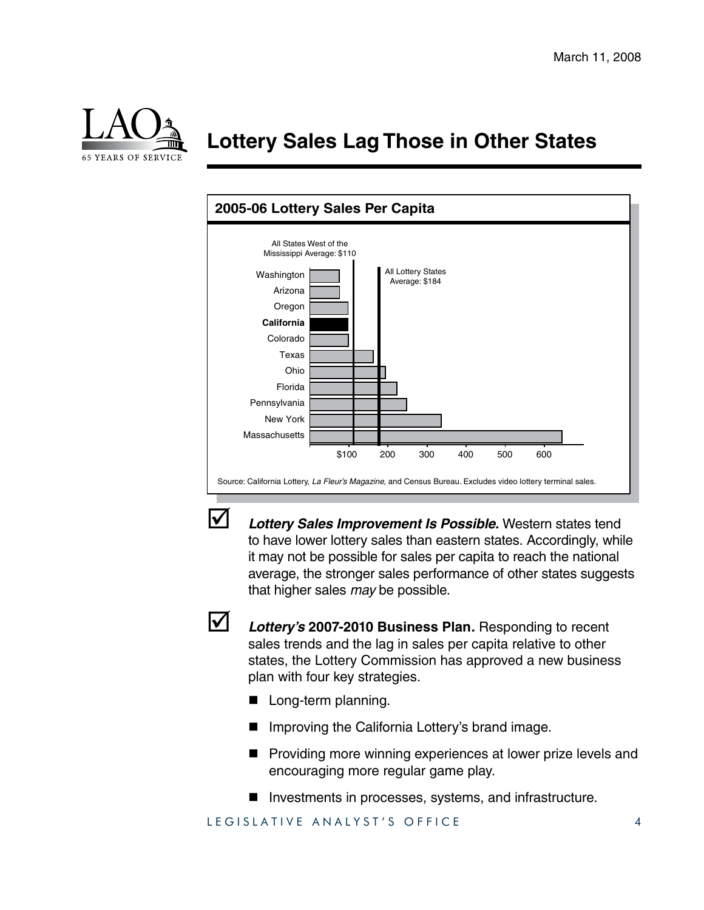# Lottery Sales Lag Those in Other States

**2005-06 Lottery Sales Per Capita**

All States West of the Mississippi Average: $110

All Lottery States Average: $184

Washington
Arizona
Oregon
**California**
Colorado
Texas
Ohio
Florida
Pennsylvania
New York
Massachusetts

$100 200 300 400 500 600

Source: California Lottery, *La Fleur's Magazine*, and Census Bureau. Excludes video lottery terminal sales.

☑ ***Lottery Sales Improvement Is Possible.*** Western states tend to have lower lottery sales than eastern states. Accordingly, while it may not be possible for sales per capita to reach the national average, the stronger sales performance of other states suggests that higher sales *may* be possible.

☑ ***Lottery's* 2007-2010 Business Plan.** Responding to recent sales trends and the lag in sales per capita relative to other states, the Lottery Commission has approved a new business plan with four key strategies.

- Long-term planning.
- Improving the California Lottery's brand image.
- Providing more winning experiences at lower prize levels and encouraging more regular game play.
- Investments in processes, systems, and infrastructure.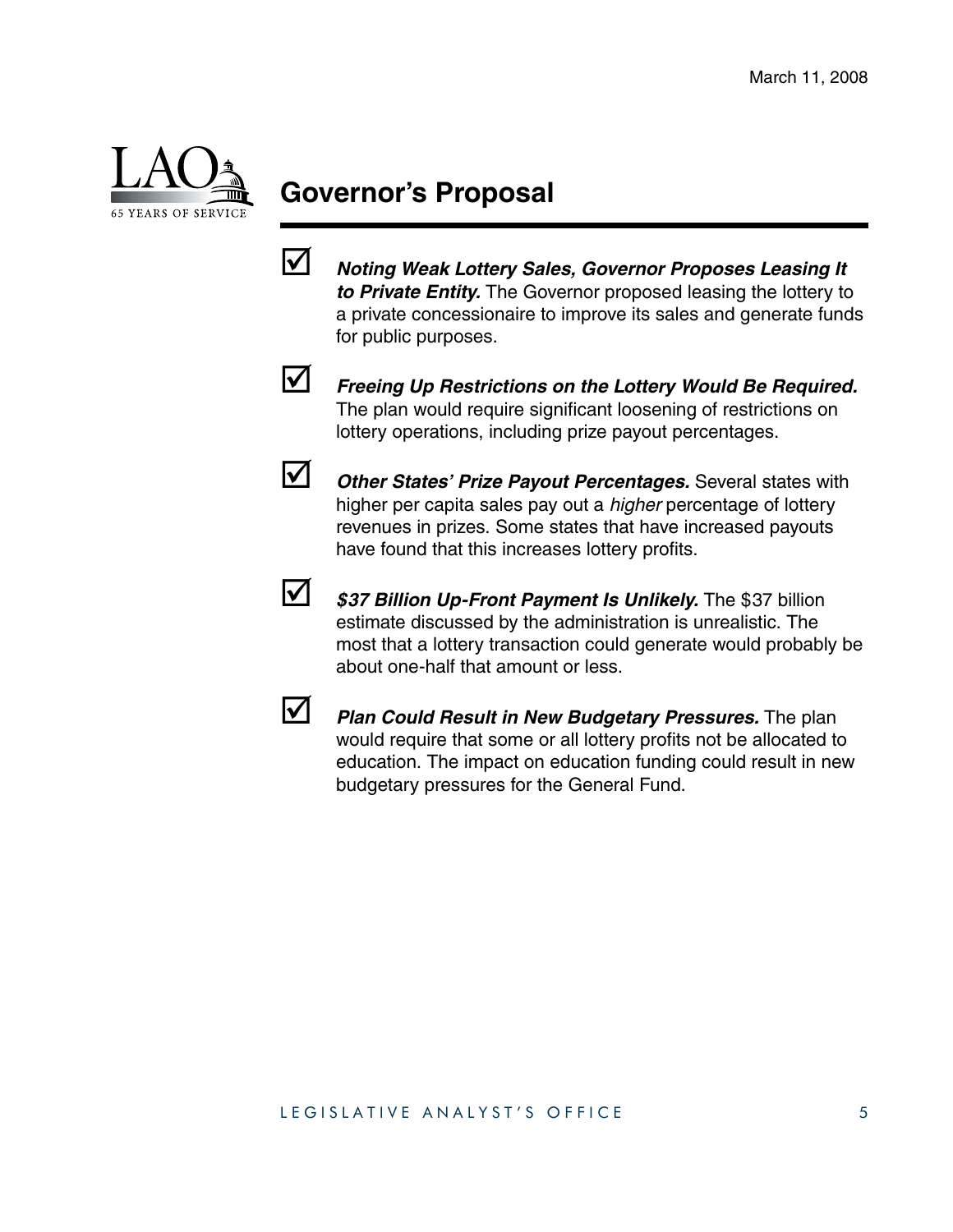# Governor's Proposal

- ***Noting Weak Lottery Sales, Governor Proposes Leasing It to Private Entity.*** The Governor proposed leasing the lottery to a private concessionaire to improve its sales and generate funds for public purposes.

- ***Freeing Up Restrictions on the Lottery Would Be Required.*** The plan would require significant loosening of restrictions on lottery operations, including prize payout percentages.

- ***Other States' Prize Payout Percentages.*** Several states with higher per capita sales pay out a *higher* percentage of lottery revenues in prizes. Some states that have increased payouts have found that this increases lottery profits.

- ***$37 Billion Up-Front Payment Is Unlikely.*** The $37 billion estimate discussed by the administration is unrealistic. The most that a lottery transaction could generate would probably be about one-half that amount or less.

- ***Plan Could Result in New Budgetary Pressures.*** The plan would require that some or all lottery profits not be allocated to education. The impact on education funding could result in new budgetary pressures for the General Fund.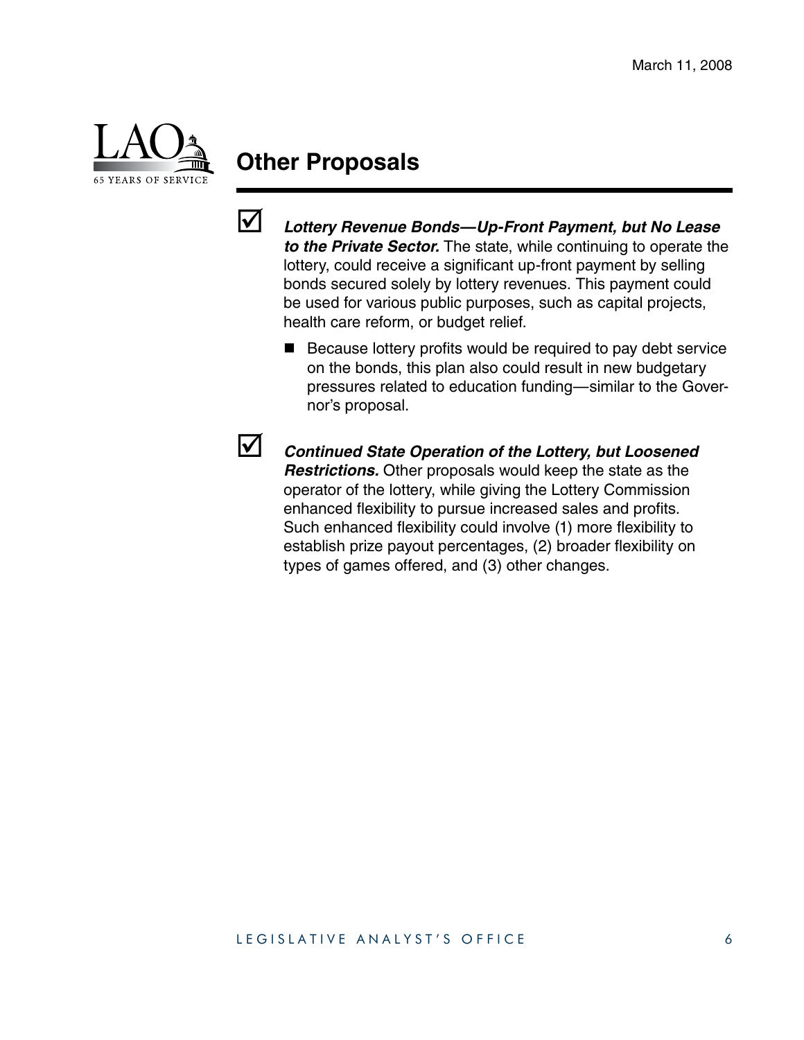March 11, 2008

## Other Proposals

- ***Lottery Revenue Bonds—Up-Front Payment, but No Lease to the Private Sector.*** The state, while continuing to operate the lottery, could receive a significant up-front payment by selling bonds secured solely by lottery revenues. This payment could be used for various public purposes, such as capital projects, health care reform, or budget relief.

  - Because lottery profits would be required to pay debt service on the bonds, this plan also could result in new budgetary pressures related to education funding—similar to the Governor's proposal.

- ***Continued State Operation of the Lottery, but Loosened Restrictions.*** Other proposals would keep the state as the operator of the lottery, while giving the Lottery Commission enhanced flexibility to pursue increased sales and profits. Such enhanced flexibility could involve (1) more flexibility to establish prize payout percentages, (2) broader flexibility on types of games offered, and (3) other changes.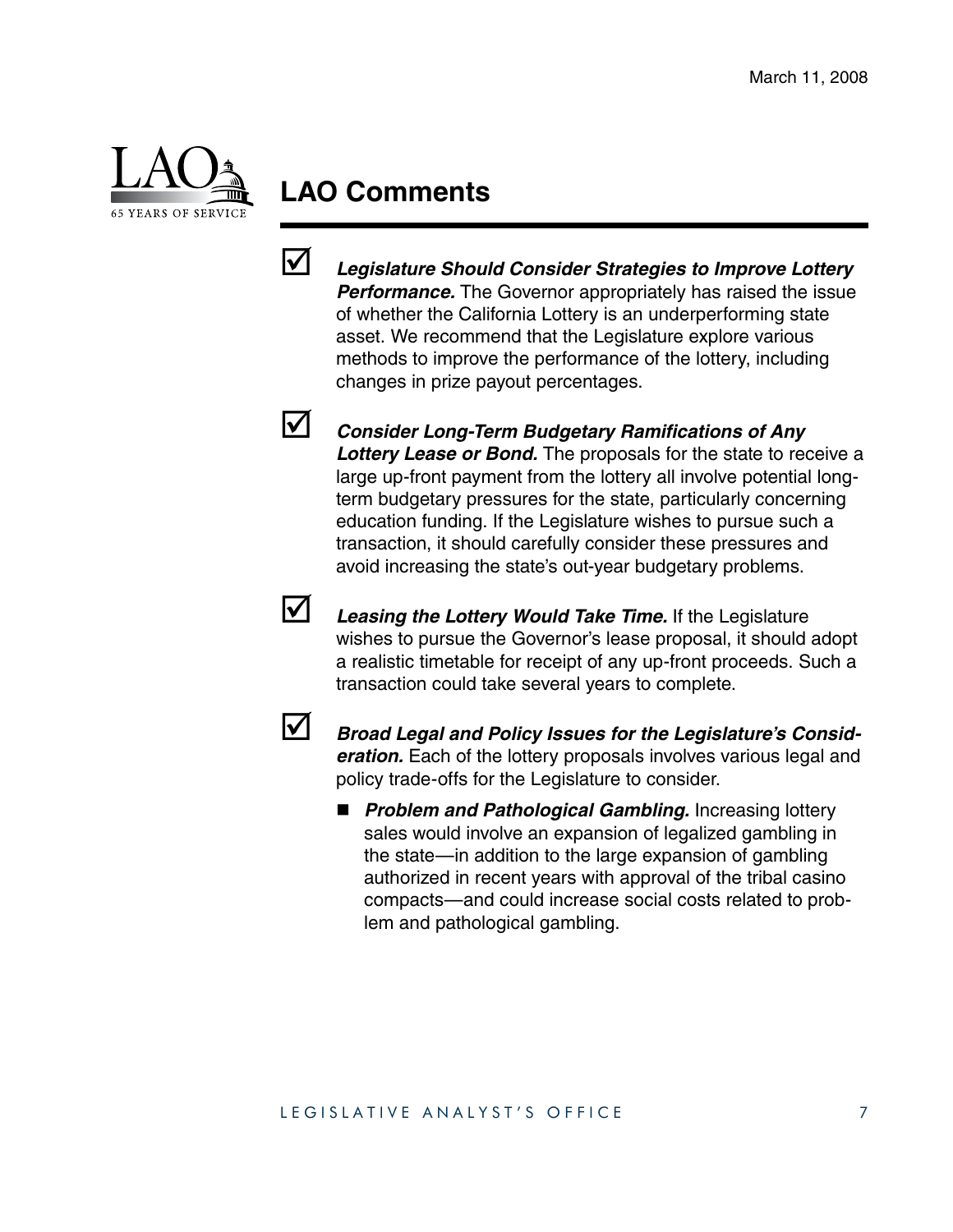March 11, 2008

## LAO Comments

- ☑ ***Legislature Should Consider Strategies to Improve Lottery Performance.*** The Governor appropriately has raised the issue of whether the California Lottery is an underperforming state asset. We recommend that the Legislature explore various methods to improve the performance of the lottery, including changes in prize payout percentages.

- ☑ ***Consider Long-Term Budgetary Ramifications of Any Lottery Lease or Bond.*** The proposals for the state to receive a large up-front payment from the lottery all involve potential long-term budgetary pressures for the state, particularly concerning education funding. If the Legislature wishes to pursue such a transaction, it should carefully consider these pressures and avoid increasing the state's out-year budgetary problems.

- ☑ ***Leasing the Lottery Would Take Time.*** If the Legislature wishes to pursue the Governor's lease proposal, it should adopt a realistic timetable for receipt of any up-front proceeds. Such a transaction could take several years to complete.

- ☑ ***Broad Legal and Policy Issues for the Legislature's Consideration.*** Each of the lottery proposals involves various legal and policy trade-offs for the Legislature to consider.

  - ***Problem and Pathological Gambling.*** Increasing lottery sales would involve an expansion of legalized gambling in the state—in addition to the large expansion of gambling authorized in recent years with approval of the tribal casino compacts—and could increase social costs related to problem and pathological gambling.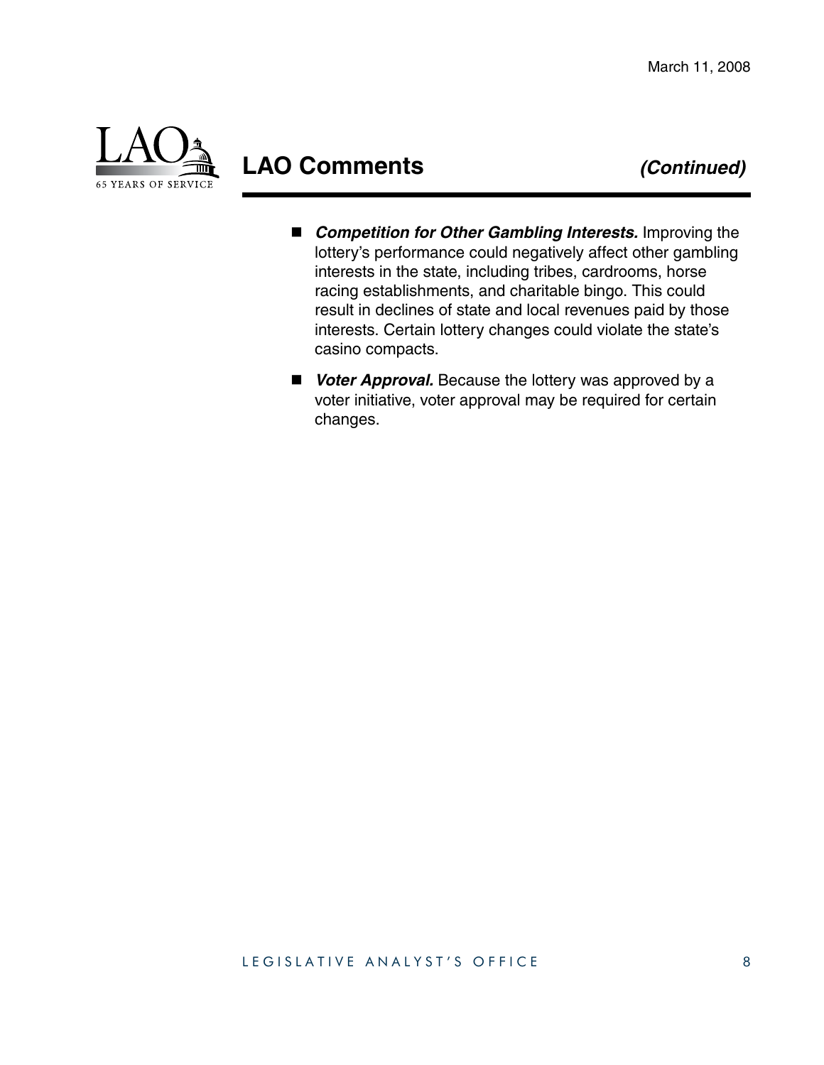## LAO Comments *(Continued)*

- ***Competition for Other Gambling Interests.*** Improving the lottery's performance could negatively affect other gambling interests in the state, including tribes, cardrooms, horse racing establishments, and charitable bingo. This could result in declines of state and local revenues paid by those interests. Certain lottery changes could violate the state's casino compacts.
- ***Voter Approval.*** Because the lottery was approved by a voter initiative, voter approval may be required for certain changes.